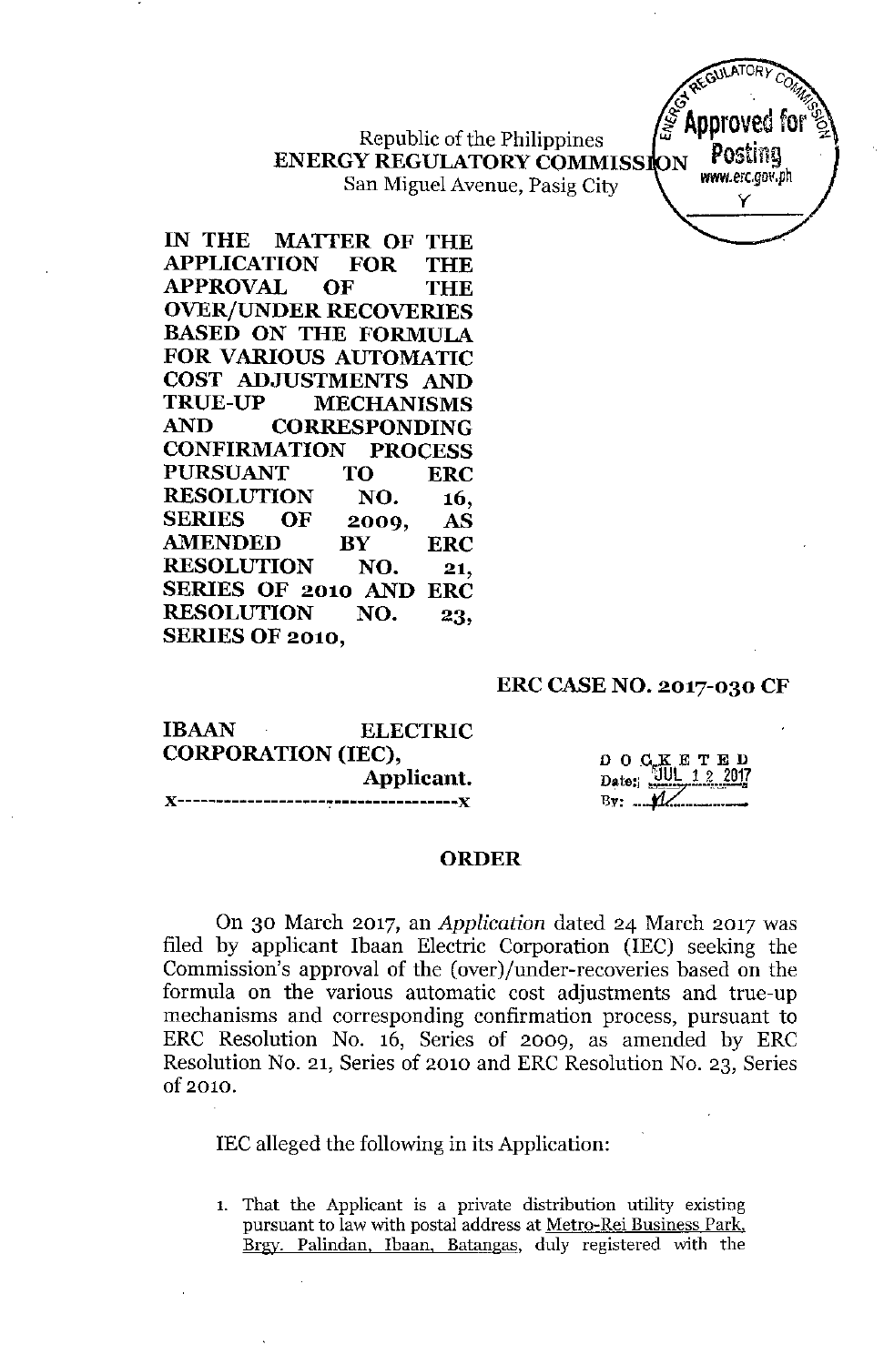Republic of the Philippines
**ENERGY REGULATORY COMMISSION**
San Miguel Avenue, Pasig City

Approved for Posting
www.erc.gov.ph

**IN THE MATTER OF THE APPLICATION FOR THE APPROVAL OF THE OVER/UNDER RECOVERIES BASED ON THE FORMULA FOR VARIOUS AUTOMATIC COST ADJUSTMENTS AND TRUE-UP MECHANISMS AND CORRESPONDING CONFIRMATION PROCESS PURSUANT TO ERC RESOLUTION NO. 16, SERIES OF 2009, AS AMENDED BY ERC RESOLUTION NO. 21, SERIES OF 2010 AND ERC RESOLUTION NO. 23, SERIES OF 2010,**

**ERC CASE NO. 2017-030 CF**

**IBAAN ELECTRIC CORPORATION (IEC),**
**Applicant.**
x-----------------------------------x

DOCKETED
Date: JUL 12 2017
By: ______

## ORDER

On 30 March 2017, an *Application* dated 24 March 2017 was filed by applicant Ibaan Electric Corporation (IEC) seeking the Commission's approval of the (over)/under-recoveries based on the formula on the various automatic cost adjustments and true-up mechanisms and corresponding confirmation process, pursuant to ERC Resolution No. 16, Series of 2009, as amended by ERC Resolution No. 21, Series of 2010 and ERC Resolution No. 23, Series of 2010.

IEC alleged the following in its Application:

1. That the Applicant is a private distribution utility existing pursuant to law with postal address at Metro-Rei Business Park, Brgy. Palindan, Ibaan, Batangas, duly registered with the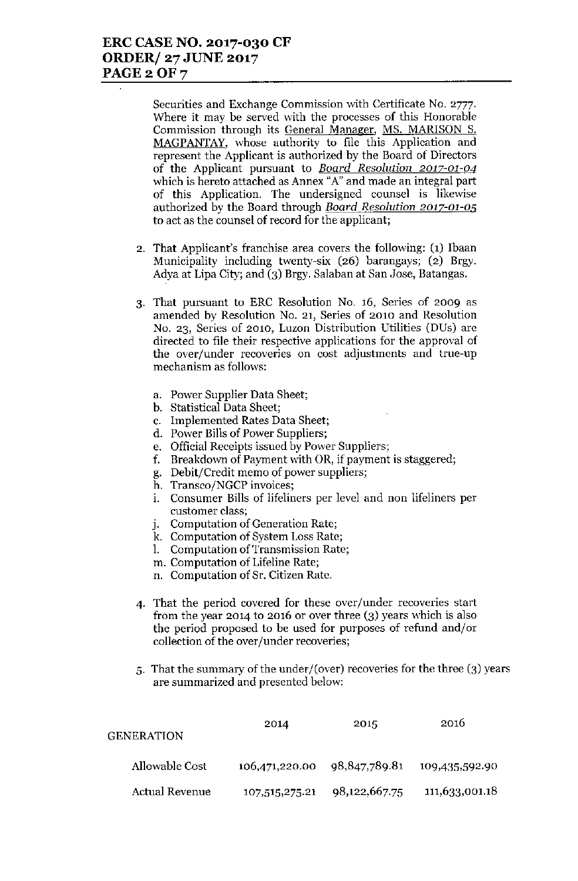Securities and Exchange Commission with Certificate No. 2777. Where it may be served with the processes of this Honorable Commission through its General Manager, MS. MARISON S. MAGPANTAY, whose authority to file this Application and represent the Applicant is authorized by the Board of Directors of the Applicant pursuant to *Board Resolution 2017-01-04* which is hereto attached as Annex "A" and made an integral part of this Application. The undersigned counsel is likewise authorized by the Board through *Board Resolution 2017-01-05* to act as the counsel of record for the applicant;

2. That Applicant's franchise area covers the following: (1) Ibaan Municipality including twenty-six (26) barangays; (2) Brgy. Adya at Lipa City; and (3) Brgy. Salaban at San Jose, Batangas.

3. That pursuant to ERC Resolution No. 16, Series of 2009 as amended by Resolution No. 21, Series of 2010 and Resolution No. 23, Series of 2010, Luzon Distribution Utilities (DUs) are directed to file their respective applications for the approval of the over/under recoveries on cost adjustments and true-up mechanism as follows:

   a. Power Supplier Data Sheet;
   b. Statistical Data Sheet;
   c. Implemented Rates Data Sheet;
   d. Power Bills of Power Suppliers;
   e. Official Receipts issued by Power Suppliers;
   f. Breakdown of Payment with OR, if payment is staggered;
   g. Debit/Credit memo of power suppliers;
   h. Transco/NGCP invoices;
   i. Consumer Bills of lifeliners per level and non lifeliners per customer class;
   j. Computation of Generation Rate;
   k. Computation of System Loss Rate;
   l. Computation of Transmission Rate;
   m. Computation of Lifeline Rate;
   n. Computation of Sr. Citizen Rate.

4. That the period covered for these over/under recoveries start from the year 2014 to 2016 or over three (3) years which is also the period proposed to be used for purposes of refund and/or collection of the over/under recoveries;

5. That the summary of the under/(over) recoveries for the three (3) years are summarized and presented below:

| GENERATION | 2014 | 2015 | 2016 |
|---|---|---|---|
| Allowable Cost | 106,471,220.00 | 98,847,789.81 | 109,435,592.90 |
| Actual Revenue | 107,515,275.21 | 98,122,667.75 | 111,633,001.18 |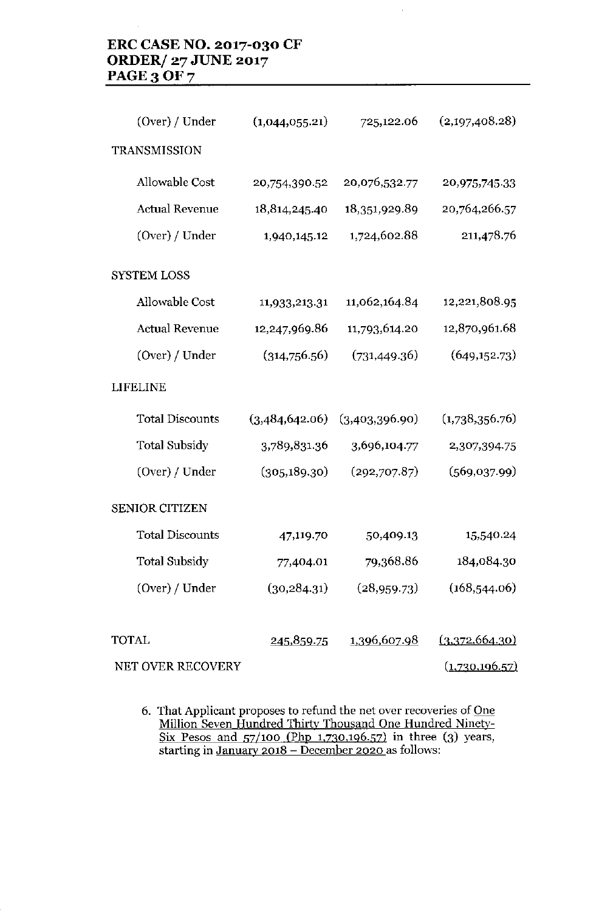| | | | |
|---|---|---|---|
| (Over) / Under | (1,044,055.21) | 725,122.06 | (2,197,408.28) |
| TRANSMISSION | | | |
| Allowable Cost | 20,754,390.52 | 20,076,532.77 | 20,975,745.33 |
| Actual Revenue | 18,814,245.40 | 18,351,929.89 | 20,764,266.57 |
| (Over) / Under | 1,940,145.12 | 1,724,602.88 | 211,478.76 |
| SYSTEM LOSS | | | |
| Allowable Cost | 11,933,213.31 | 11,062,164.84 | 12,221,808.95 |
| Actual Revenue | 12,247,969.86 | 11,793,614.20 | 12,870,961.68 |
| (Over) / Under | (314,756.56) | (731,449.36) | (649,152.73) |
| LIFELINE | | | |
| Total Discounts | (3,484,642.06) | (3,403,396.90) | (1,738,356.76) |
| Total Subsidy | 3,789,831.36 | 3,696,104.77 | 2,307,394.75 |
| (Over) / Under | (305,189.30) | (292,707.87) | (569,037.99) |
| SENIOR CITIZEN | | | |
| Total Discounts | 47,119.70 | 50,409.13 | 15,540.24 |
| Total Subsidy | 77,404.01 | 79,368.86 | 184,084.30 |
| (Over) / Under | (30,284.31) | (28,959.73) | (168,544.06) |
| TOTAL | 245,859.75 | 1,396,607.98 | (3,372,664.30) |
| NET OVER RECOVERY | | | (1,730,196.57) |

6. That Applicant proposes to refund the net over recoveries of One Million Seven Hundred Thirty Thousand One Hundred Ninety-Six Pesos and 57/100 (Php 1,730,196.57) in three (3) years, starting in January 2018 – December 2020 as follows: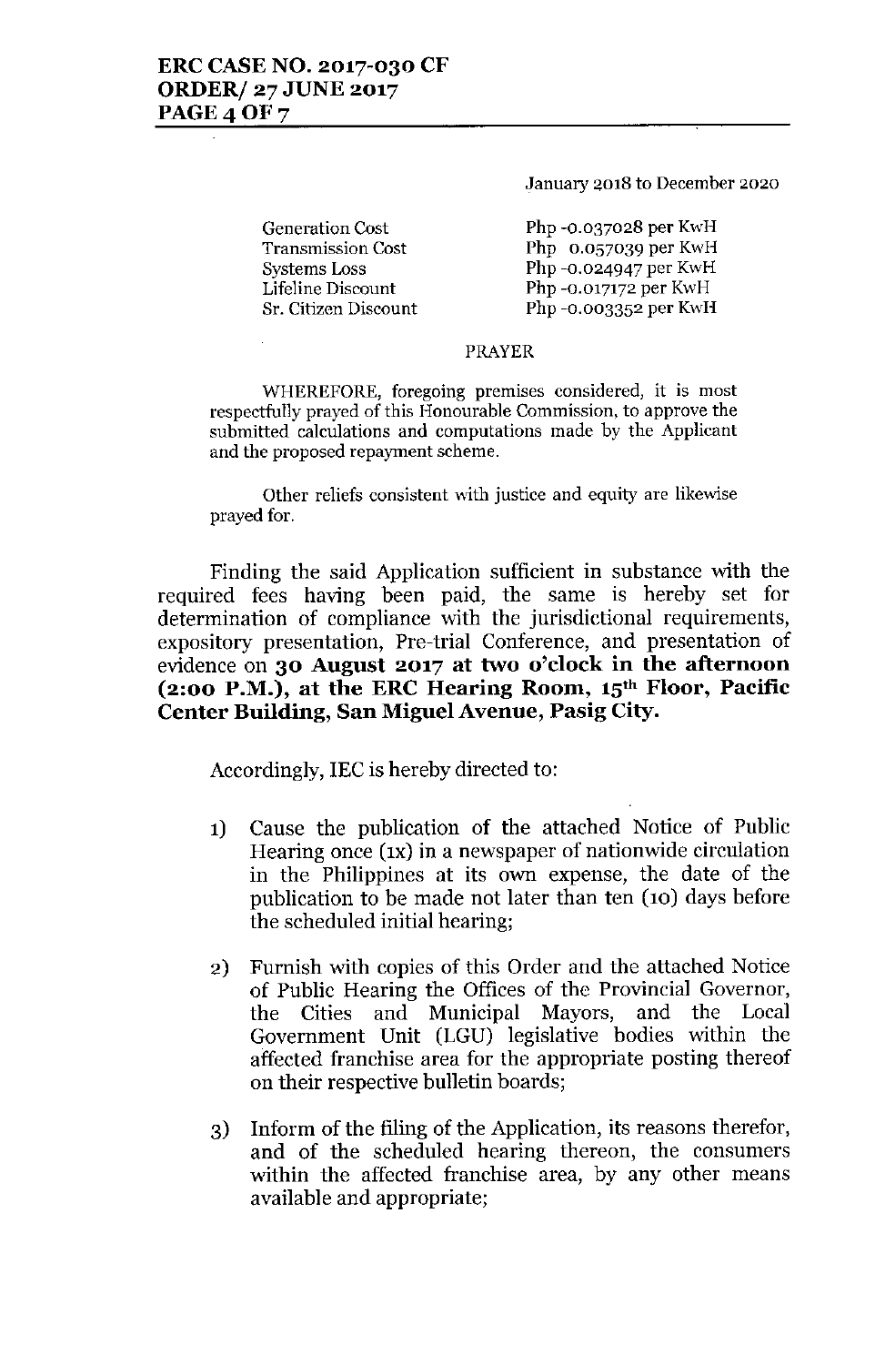| | January 2018 to December 2020 |
|---|---|
| Generation Cost | Php -0.037028 per KwH |
| Transmission Cost | Php 0.057039 per KwH |
| Systems Loss | Php -0.024947 per KwH |
| Lifeline Discount | Php -0.017172 per KwH |
| Sr. Citizen Discount | Php -0.003352 per KwH |

PRAYER

WHEREFORE, foregoing premises considered, it is most respectfully prayed of this Honourable Commission, to approve the submitted calculations and computations made by the Applicant and the proposed repayment scheme.

Other reliefs consistent with justice and equity are likewise prayed for.

Finding the said Application sufficient in substance with the required fees having been paid, the same is hereby set for determination of compliance with the jurisdictional requirements, expository presentation, Pre-trial Conference, and presentation of evidence on **30 August 2017 at two o'clock in the afternoon (2:00 P.M.), at the ERC Hearing Room, 15th Floor, Pacific Center Building, San Miguel Avenue, Pasig City.**

Accordingly, IEC is hereby directed to:

1) Cause the publication of the attached Notice of Public Hearing once (1x) in a newspaper of nationwide circulation in the Philippines at its own expense, the date of the publication to be made not later than ten (10) days before the scheduled initial hearing;

2) Furnish with copies of this Order and the attached Notice of Public Hearing the Offices of the Provincial Governor, the Cities and Municipal Mayors, and the Local Government Unit (LGU) legislative bodies within the affected franchise area for the appropriate posting thereof on their respective bulletin boards;

3) Inform of the filing of the Application, its reasons therefor, and of the scheduled hearing thereon, the consumers within the affected franchise area, by any other means available and appropriate;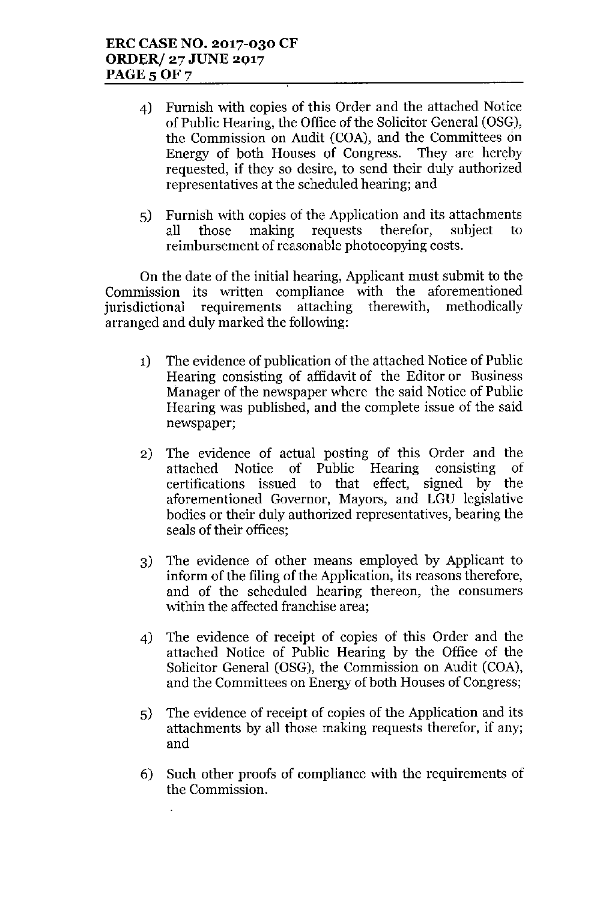4) Furnish with copies of this Order and the attached Notice of Public Hearing, the Office of the Solicitor General (OSG), the Commission on Audit (COA), and the Committees on Energy of both Houses of Congress. They are hereby requested, if they so desire, to send their duly authorized representatives at the scheduled hearing; and

5) Furnish with copies of the Application and its attachments all those making requests therefor, subject to reimbursement of reasonable photocopying costs.

On the date of the initial hearing, Applicant must submit to the Commission its written compliance with the aforementioned jurisdictional requirements attaching therewith, methodically arranged and duly marked the following:

1) The evidence of publication of the attached Notice of Public Hearing consisting of affidavit of the Editor or Business Manager of the newspaper where the said Notice of Public Hearing was published, and the complete issue of the said newspaper;

2) The evidence of actual posting of this Order and the attached Notice of Public Hearing consisting of certifications issued to that effect, signed by the aforementioned Governor, Mayors, and LGU legislative bodies or their duly authorized representatives, bearing the seals of their offices;

3) The evidence of other means employed by Applicant to inform of the filing of the Application, its reasons therefore, and of the scheduled hearing thereon, the consumers within the affected franchise area;

4) The evidence of receipt of copies of this Order and the attached Notice of Public Hearing by the Office of the Solicitor General (OSG), the Commission on Audit (COA), and the Committees on Energy of both Houses of Congress;

5) The evidence of receipt of copies of the Application and its attachments by all those making requests therefor, if any; and

6) Such other proofs of compliance with the requirements of the Commission.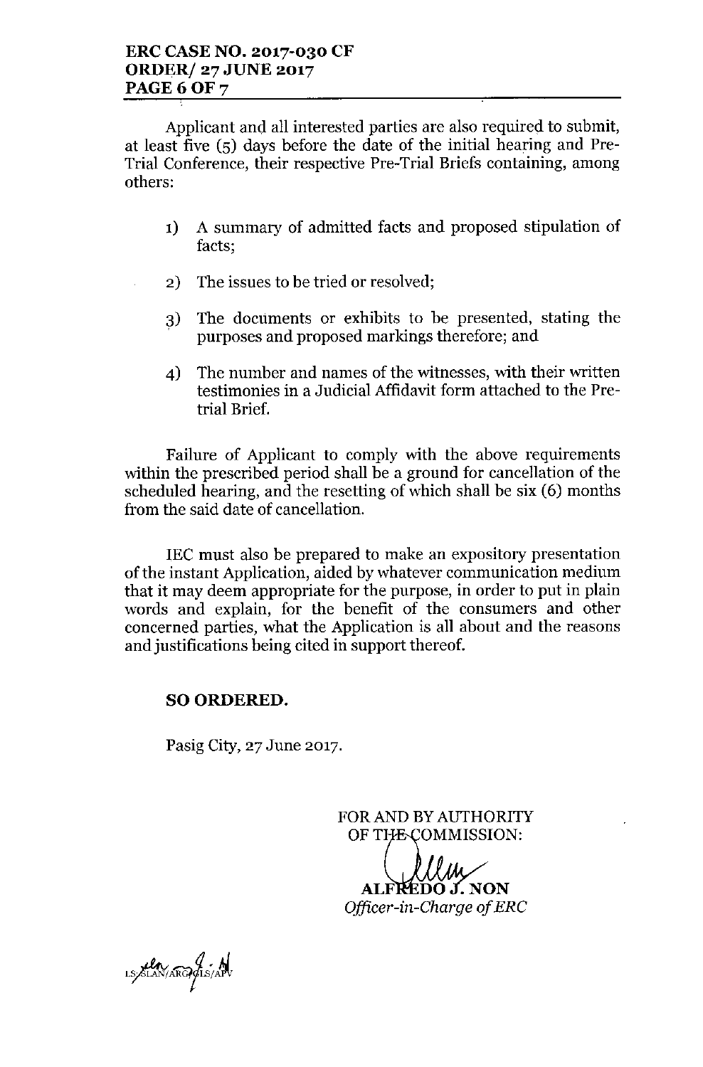Applicant and all interested parties are also required to submit, at least five (5) days before the date of the initial hearing and Pre-Trial Conference, their respective Pre-Trial Briefs containing, among others:

1) A summary of admitted facts and proposed stipulation of facts;

2) The issues to be tried or resolved;

3) The documents or exhibits to be presented, stating the purposes and proposed markings therefore; and

4) The number and names of the witnesses, with their written testimonies in a Judicial Affidavit form attached to the Pre-trial Brief.

Failure of Applicant to comply with the above requirements within the prescribed period shall be a ground for cancellation of the scheduled hearing, and the resetting of which shall be six (6) months from the said date of cancellation.

IEC must also be prepared to make an expository presentation of the instant Application, aided by whatever communication medium that it may deem appropriate for the purpose, in order to put in plain words and explain, for the benefit of the consumers and other concerned parties, what the Application is all about and the reasons and justifications being cited in support thereof.

**SO ORDERED.**

Pasig City, 27 June 2017.

FOR AND BY AUTHORITY
OF THE COMMISSION:

**ALFREDO J. NON**
*Officer-in-Charge of ERC*

LS/SLAN/ARG/GLS/APV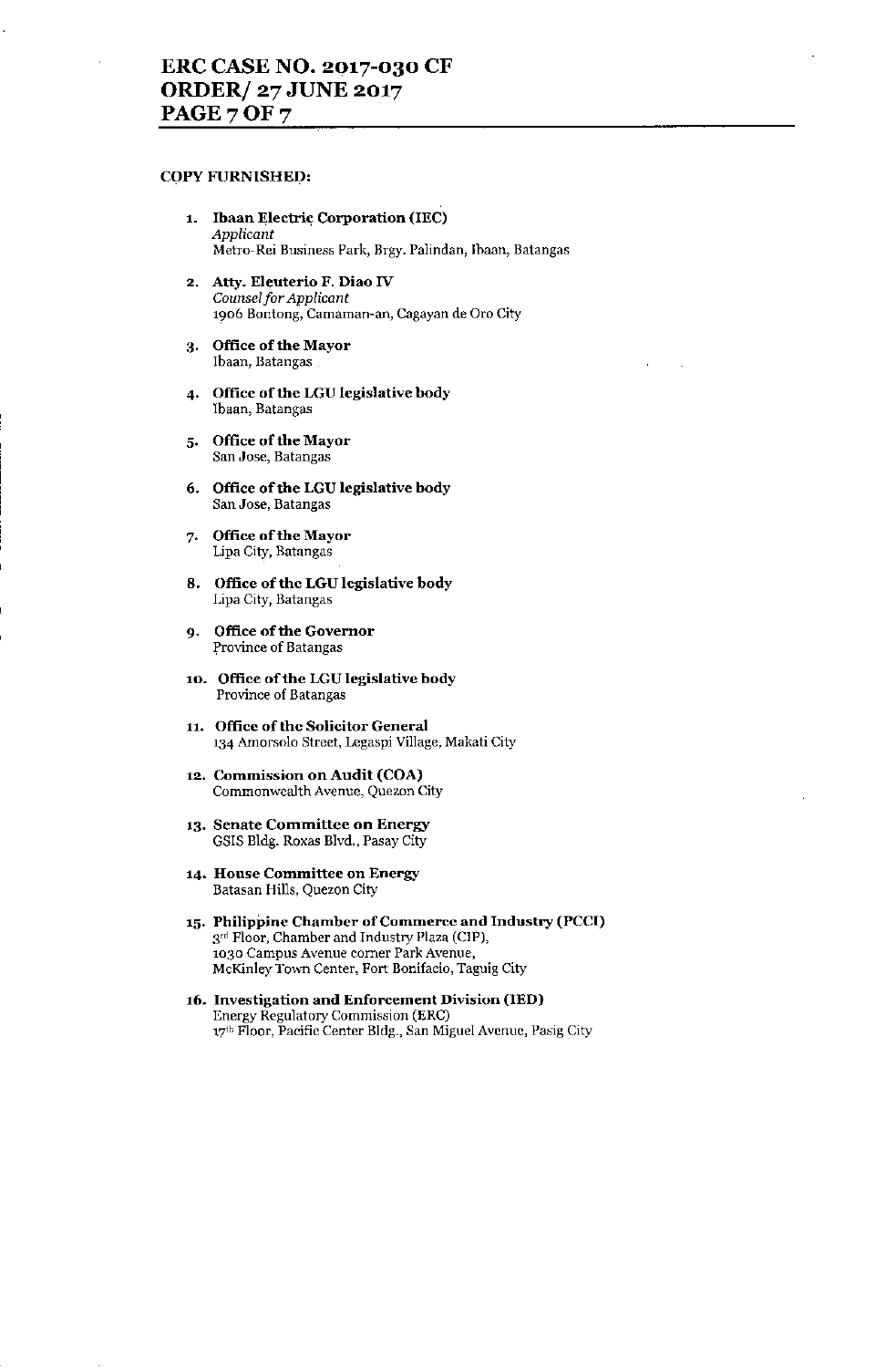**COPY FURNISHED:**

1. **Ibaan Electric Corporation (IEC)**
   *Applicant*
   Metro-Rei Business Park, Brgy. Palindan, Ibaan, Batangas

2. **Atty. Eleuterio F. Diao IV**
   *Counsel for Applicant*
   1906 Bontong, Camaman-an, Cagayan de Oro City

3. **Office of the Mayor**
   Ibaan, Batangas

4. **Office of the LGU legislative body**
   Ibaan, Batangas

5. **Office of the Mayor**
   San Jose, Batangas

6. **Office of the LGU legislative body**
   San Jose, Batangas

7. **Office of the Mayor**
   Lipa City, Batangas

8. **Office of the LGU legislative body**
   Lipa City, Batangas

9. **Office of the Governor**
   Province of Batangas

10. **Office of the LGU legislative body**
    Province of Batangas

11. **Office of the Solicitor General**
    134 Amorsolo Street, Legaspi Village, Makati City

12. **Commission on Audit (COA)**
    Commonwealth Avenue, Quezon City

13. **Senate Committee on Energy**
    GSIS Bldg. Roxas Blvd., Pasay City

14. **House Committee on Energy**
    Batasan Hills, Quezon City

15. **Philippine Chamber of Commerce and Industry (PCCI)**
    3rd Floor, Chamber and Industry Plaza (CIP),
    1030 Campus Avenue corner Park Avenue,
    McKinley Town Center, Fort Bonifacio, Taguig City

16. **Investigation and Enforcement Division (IED)**
    Energy Regulatory Commission (ERC)
    17th Floor, Pacific Center Bldg., San Miguel Avenue, Pasig City